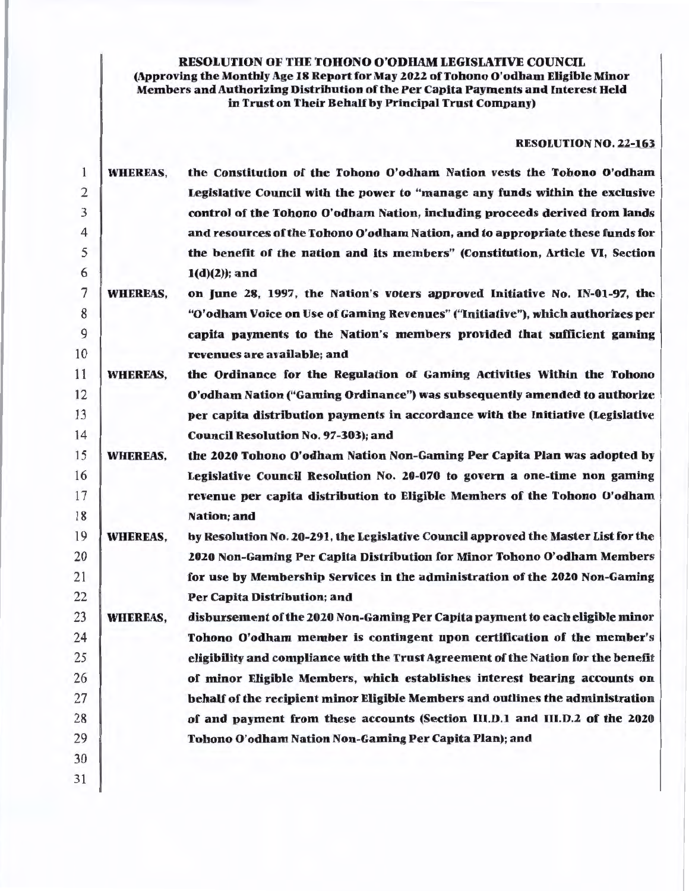**RESOLUTION OF THE TOHONO O'ODHAM LEGISLATIVE COUNCIL**
**(Approving the Monthly Age 18 Report for May 2022 of Tohono O'odham Eligible Minor Members and Authorizing Distribution of the Per Capita Payments and Interest Held in Trust on Their Behalf by Principal Trust Company)**

**RESOLUTION NO. 22-163**

**WHEREAS,** the Constitution of the Tohono O'odham Nation vests the Tohono O'odham Legislative Council with the power to "manage any funds within the exclusive control of the Tohono O'odham Nation, including proceeds derived from lands and resources of the Tohono O'odham Nation, and to appropriate these funds for the benefit of the nation and its members" (Constitution, Article VI, Section 1(d)(2)); and

**WHEREAS,** on June 28, 1997, the Nation's voters approved Initiative No. IN-01-97, the "O'odham Voice on Use of Gaming Revenues" ("Initiative"), which authorizes per capita payments to the Nation's members provided that sufficient gaming revenues are available; and

**WHEREAS,** the Ordinance for the Regulation of Gaming Activities Within the Tohono O'odham Nation ("Gaming Ordinance") was subsequently amended to authorize per capita distribution payments in accordance with the Initiative (Legislative Council Resolution No. 97-303); and

**WHEREAS,** the 2020 Tohono O'odham Nation Non-Gaming Per Capita Plan was adopted by Legislative Council Resolution No. 20-070 to govern a one-time non gaming revenue per capita distribution to Eligible Members of the Tohono O'odham Nation; and

**WHEREAS,** by Resolution No. 20-291, the Legislative Council approved the Master List for the 2020 Non-Gaming Per Capita Distribution for Minor Tohono O'odham Members for use by Membership Services in the administration of the 2020 Non-Gaming Per Capita Distribution; and

**WHEREAS,** disbursement of the 2020 Non-Gaming Per Capita payment to each eligible minor Tohono O'odham member is contingent upon certification of the member's eligibility and compliance with the Trust Agreement of the Nation for the benefit of minor Eligible Members, which establishes interest bearing accounts on behalf of the recipient minor Eligible Members and outlines the administration of and payment from these accounts (Section III.D.1 and III.D.2 of the 2020 Tohono O'odham Nation Non-Gaming Per Capita Plan); and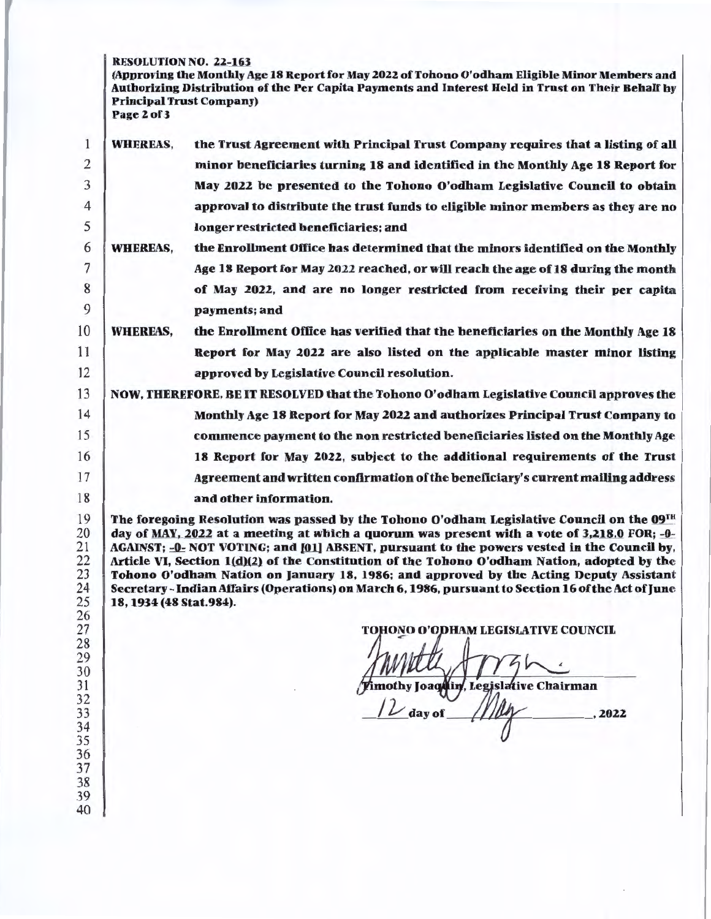**RESOLUTION NO. 22-163**
**(Approving the Monthly Age 18 Report for May 2022 of Tohono O'odham Eligible Minor Members and Authorizing Distribution of the Per Capita Payments and Interest Held in Trust on Their Behalf by Principal Trust Company)**
**Page 2 of 3**

**WHEREAS,** the Trust Agreement with Principal Trust Company requires that a listing of all minor beneficiaries turning 18 and identified in the Monthly Age 18 Report for May 2022 be presented to the Tohono O'odham Legislative Council to obtain approval to distribute the trust funds to eligible minor members as they are no longer restricted beneficiaries; and

**WHEREAS,** the Enrollment Office has determined that the minors identified on the Monthly Age 18 Report for May 2022 reached, or will reach the age of 18 during the month of May 2022, and are no longer restricted from receiving their per capita payments; and

**WHEREAS,** the Enrollment Office has verified that the beneficiaries on the Monthly Age 18 Report for May 2022 are also listed on the applicable master minor listing approved by Legislative Council resolution.

**NOW, THEREFORE, BE IT RESOLVED** that the Tohono O'odham Legislative Council approves the Monthly Age 18 Report for May 2022 and authorizes Principal Trust Company to commence payment to the non restricted beneficiaries listed on the Monthly Age 18 Report for May 2022, subject to the additional requirements of the Trust Agreement and written confirmation of the beneficiary's current mailing address and other information.

**The foregoing Resolution was passed by the Tohono O'odham Legislative Council on the 09TH day of MAY, 2022 at a meeting at which a quorum was present with a vote of 3,218.0 FOR; -0- AGAINST; -0- NOT VOTING; and [01] ABSENT, pursuant to the powers vested in the Council by, Article VI, Section 1(d)(2) of the Constitution of the Tohono O'odham Nation, adopted by the Tohono O'odham Nation on January 18, 1986; and approved by the Acting Deputy Assistant Secretary - Indian Affairs (Operations) on March 6, 1986, pursuant to Section 16 of the Act of June 18, 1934 (48 Stat.984).**

**TOHONO O'ODHAM LEGISLATIVE COUNCIL**

Timothy Joaquin, Legislative Chairman

12 day of May, 2022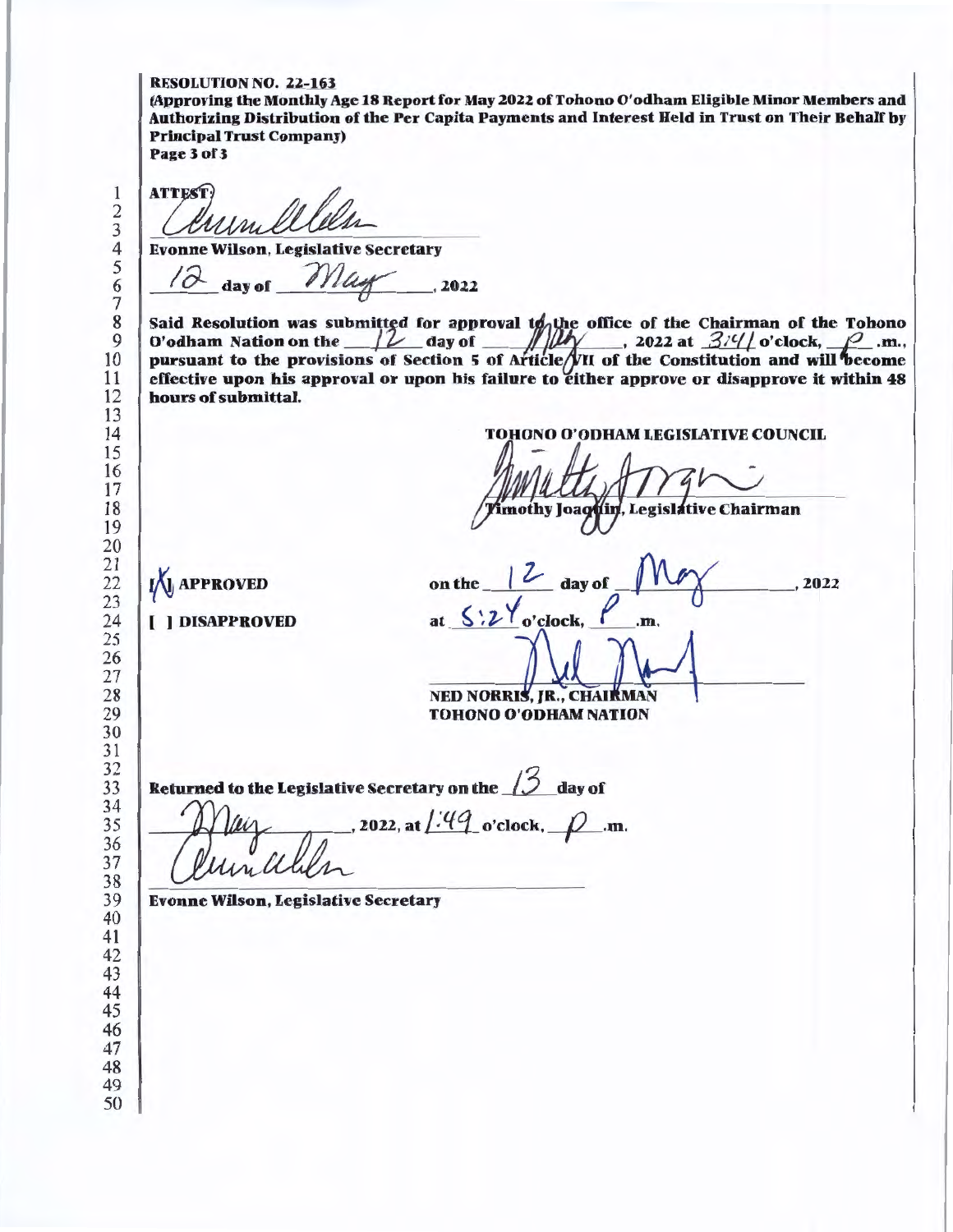**RESOLUTION NO. 22-163**
**(Approving the Monthly Age 18 Report for May 2022 of Tohono O'odham Eligible Minor Members and Authorizing Distribution of the Per Capita Payments and Interest Held in Trust on Their Behalf by Principal Trust Company)**
**Page 3 of 3**

**ATTEST:**

Evonne Wilson, Legislative Secretary

12 day of May, 2022

Said Resolution was submitted for approval to the office of the Chairman of the Tohono O'odham Nation on the 12 day of May, 2022 at 3:41 o'clock, P .m., pursuant to the provisions of Section 5 of Article VII of the Constitution and will become effective upon his approval or upon his failure to either approve or disapprove it within 48 hours of submittal.

**TOHONO O'ODHAM LEGISLATIVE COUNCIL**

Timothy Joaquin, Legislative Chairman

[X] APPROVED

[ ] DISAPPROVED

on the 12 day of May, 2022

at 5:24 o'clock, P .m.

NED NORRIS, JR., CHAIRMAN
TOHONO O'ODHAM NATION

Returned to the Legislative Secretary on the 13 day of May, 2022, at 1:49 o'clock, P .m.

Evonne Wilson, Legislative Secretary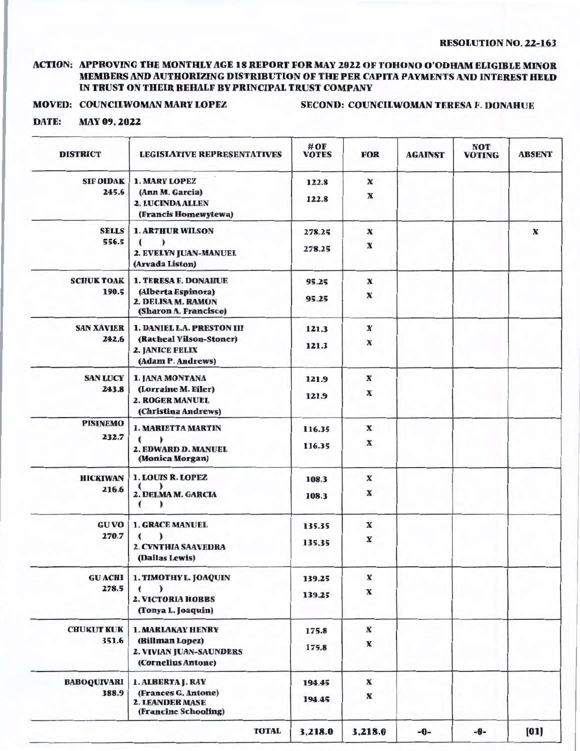**RESOLUTION NO. 22-163**

**ACTION: APPROVING THE MONTHLY AGE 18 REPORT FOR MAY 2022 OF TOHONO O'ODHAM ELIGIBLE MINOR MEMBERS AND AUTHORIZING DISTRIBUTION OF THE PER CAPITA PAYMENTS AND INTEREST HELD IN TRUST ON THEIR BEHALF BY PRINCIPAL TRUST COMPANY**

**MOVED: COUNCILWOMAN MARY LOPEZ** **SECOND: COUNCILWOMAN TERESA F. DONAHUE**

**DATE: MAY 09, 2022**

| DISTRICT | LEGISLATIVE REPRESENTATIVES | # OF VOTES | FOR | AGAINST | NOT VOTING | ABSENT |
|---|---|---|---|---|---|---|
| SIF OIDAK 245.6 | 1. MARY LOPEZ (Ann M. Garcia) | 122.8 | X | | | |
| | 2. LUCINDA ALLEN (Francis Homewytewa) | 122.8 | X | | | |
| SELLS 556.5 | 1. ARTHUR WILSON ( ) | 278.25 | X | | | X |
| | 2. EVELYN JUAN-MANUEL (Arvada Liston) | 278.25 | X | | | |
| SCHUK TOAK 190.5 | 1. TERESA F. DONAHUE (Alberta Espinoza) | 95.25 | X | | | |
| | 2. DELISA M. RAMON (Sharon A. Francisco) | 95.25 | X | | | |
| SAN XAVIER 242.6 | 1. DANIEL L.A. PRESTON III (Racheal Yilson-Stoner) | 121.3 | X | | | |
| | 2. JANICE FELIX (Adam P. Andrews) | 121.3 | X | | | |
| SAN LUCY 243.8 | 1. JANA MONTANA (Lorraine M. Eiler) | 121.9 | X | | | |
| | 2. ROGER MANUEL (Christina Andrews) | 121.9 | X | | | |
| PISINEMO 232.7 | 1. MARIETTA MARTIN ( ) | 116.35 | X | | | |
| | 2. EDWARD D. MANUEL (Monica Morgan) | 116.35 | X | | | |
| HICKIWAN 216.6 | 1. LOUIS R. LOPEZ ( ) | 108.3 | X | | | |
| | 2. DELMA M. GARCIA ( ) | 108.3 | X | | | |
| GU VO 270.7 | 1. GRACE MANUEL ( ) | 135.35 | X | | | |
| | 2. CYNTHIA SAAVEDRA (Dallas Lewis) | 135.35 | X | | | |
| GU ACHI 278.5 | 1. TIMOTHY L. JOAQUIN ( ) | 139.25 | X | | | |
| | 2. VICTORIA HOBBS (Tonya L. Joaquin) | 139.25 | X | | | |
| CHUKUT KUK 351.6 | 1. MARLAKAY HENRY (Billman Lopez) | 175.8 | X | | | |
| | 2. VIVIAN JUAN-SAUNDERS (Cornelius Antone) | 175.8 | X | | | |
| BABOQUIVARI 388.9 | 1. ALBERTA J. RAY (Frances G. Antone) | 194.45 | X | | | |
| | 2. LEANDER MASE (Francine Schooling) | 194.45 | X | | | |
| | **TOTAL** | **3,218.0** | **3,218.0** | **-0-** | **-0-** | **[01]** |